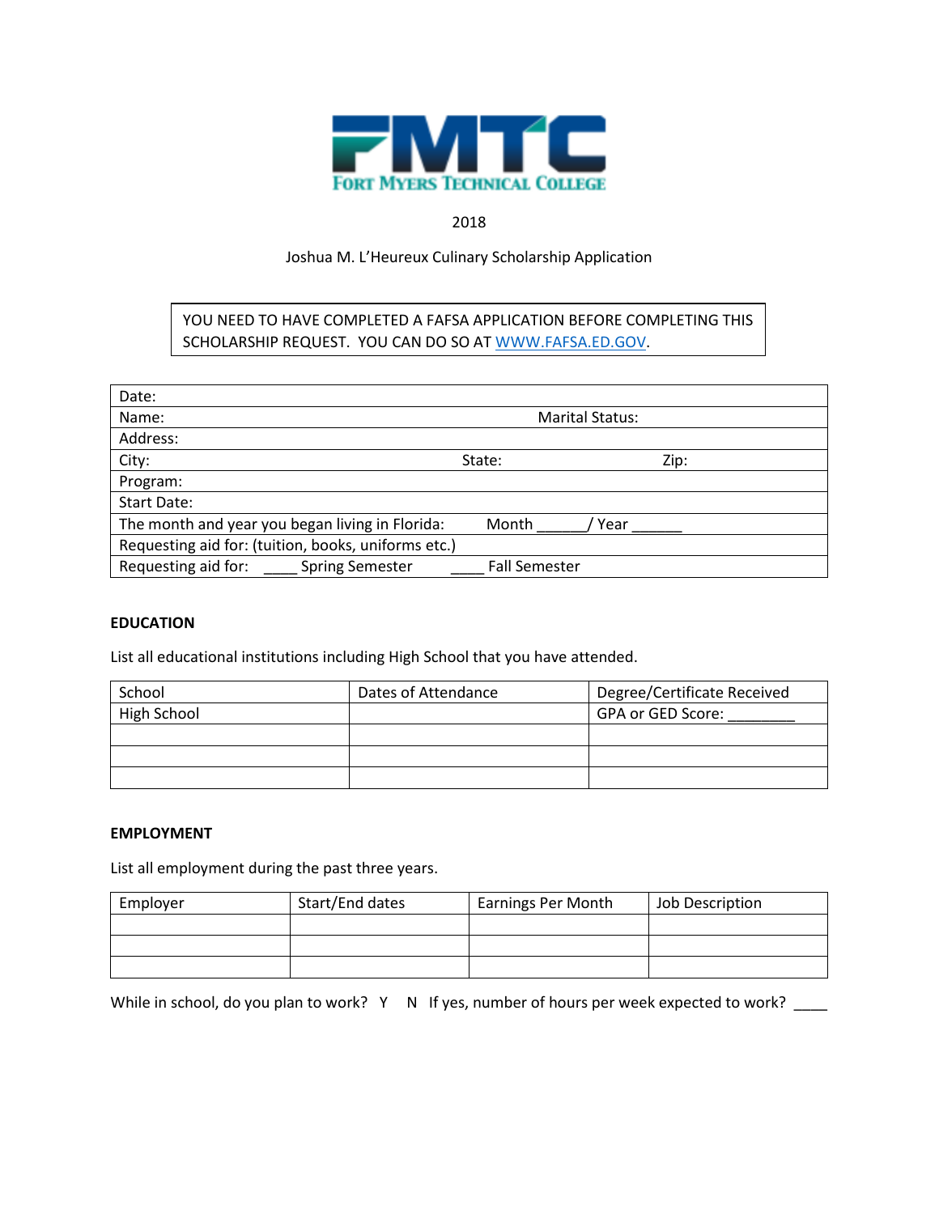# FMTC

FORT MYERS TECHNICAL COLLEGE

2018

Joshua M. L'Heureux Culinary Scholarship Application

YOU NEED TO HAVE COMPLETED A FAFSA APPLICATION BEFORE COMPLETING THIS SCHOLARSHIP REQUEST. YOU CAN DO SO AT WWW.FAFSA.ED.GOV.

| Date: | | |
|---|---|---|
| Name: | Marital Status: | |
| Address: | | |
| City: | State: | Zip: |
| Program: | | |
| Start Date: | | |
| The month and year you began living in Florida: | Month ______/ Year ______ | |
| Requesting aid for: (tuition, books, uniforms etc.) | | |
| Requesting aid for: ____ Spring Semester | ____ Fall Semester | |

**EDUCATION**

List all educational institutions including High School that you have attended.

| School | Dates of Attendance | Degree/Certificate Received |
|---|---|---|
| High School | | GPA or GED Score: ________ |
| | | |
| | | |
| | | |

**EMPLOYMENT**

List all employment during the past three years.

| Employer | Start/End dates | Earnings Per Month | Job Description |
|---|---|---|---|
| | | | |
| | | | |
| | | | |

While in school, do you plan to work? Y N If yes, number of hours per week expected to work? ____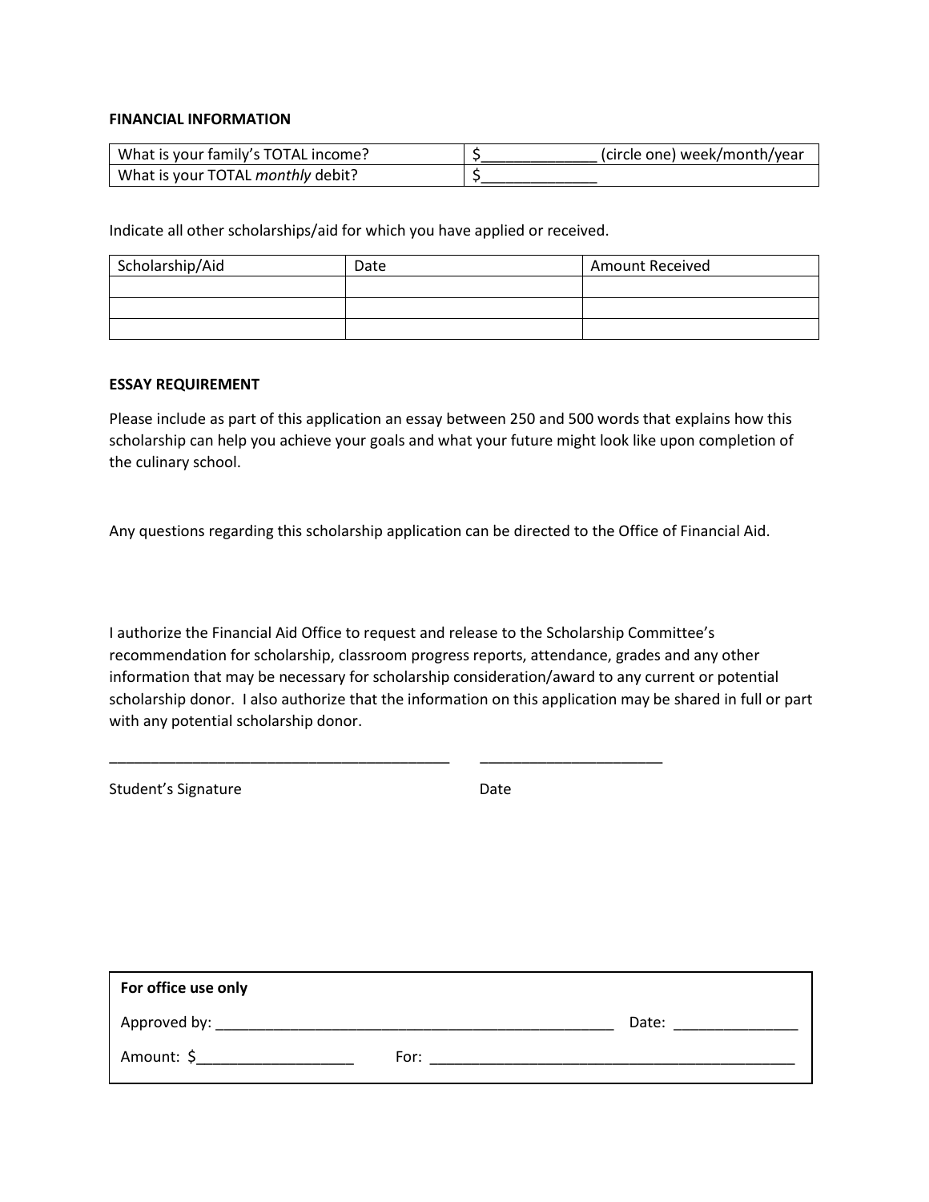**FINANCIAL INFORMATION**

| | |
|---|---|
| What is your family's TOTAL income? | $_____________ (circle one) week/month/year |
| What is your TOTAL *monthly* debit? | $_____________ |

Indicate all other scholarships/aid for which you have applied or received.

| Scholarship/Aid | Date | Amount Received |
|---|---|---|
| | | |
| | | |
| | | |

**ESSAY REQUIREMENT**

Please include as part of this application an essay between 250 and 500 words that explains how this scholarship can help you achieve your goals and what your future might look like upon completion of the culinary school.

Any questions regarding this scholarship application can be directed to the Office of Financial Aid.

I authorize the Financial Aid Office to request and release to the Scholarship Committee's recommendation for scholarship, classroom progress reports, attendance, grades and any other information that may be necessary for scholarship consideration/award to any current or potential scholarship donor. I also authorize that the information on this application may be shared in full or part with any potential scholarship donor.

___________________________________________ ______________________

Student's Signature Date

**For office use only**

Approved by: __________________________________________________ Date: _______________

Amount: $___________________ For: ____________________________________________